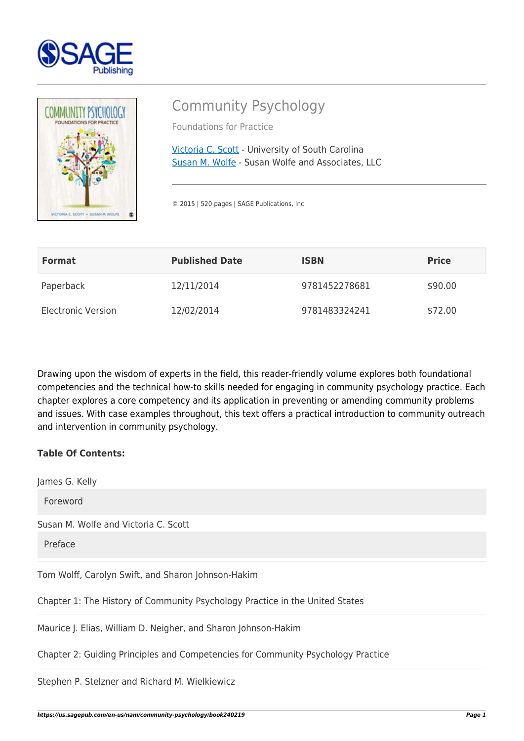# Community Psychology

Foundations for Practice

Victoria C. Scott - University of South Carolina
Susan M. Wolfe - Susan Wolfe and Associates, LLC

© 2015 | 520 pages | SAGE Publications, Inc

| Format | Published Date | ISBN | Price |
|---|---|---|---|
| Paperback | 12/11/2014 | 9781452278681 | $90.00 |
| Electronic Version | 12/02/2014 | 9781483324241 | $72.00 |

Drawing upon the wisdom of experts in the field, this reader-friendly volume explores both foundational competencies and the technical how-to skills needed for engaging in community psychology practice. Each chapter explores a core competency and its application in preventing or amending community problems and issues. With case examples throughout, this text offers a practical introduction to community outreach and intervention in community psychology.

**Table Of Contents:**

James G. Kelly

Foreword

Susan M. Wolfe and Victoria C. Scott

Preface

Tom Wolff, Carolyn Swift, and Sharon Johnson-Hakim

Chapter 1: The History of Community Psychology Practice in the United States

Maurice J. Elias, William D. Neigher, and Sharon Johnson-Hakim

Chapter 2: Guiding Principles and Competencies for Community Psychology Practice

Stephen P. Stelzner and Richard M. Wielkiewicz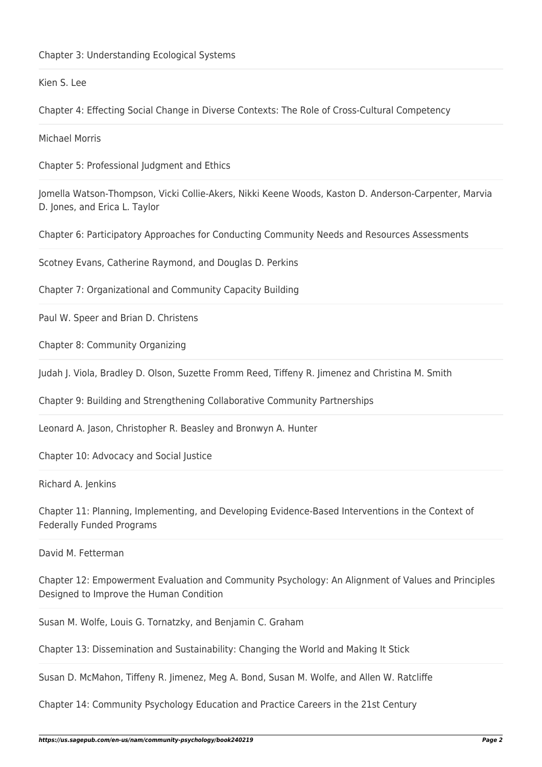Chapter 3: Understanding Ecological Systems

Kien S. Lee

Chapter 4: Effecting Social Change in Diverse Contexts: The Role of Cross-Cultural Competency

Michael Morris

Chapter 5: Professional Judgment and Ethics

Jomella Watson-Thompson, Vicki Collie-Akers, Nikki Keene Woods, Kaston D. Anderson-Carpenter, Marvia D. Jones, and Erica L. Taylor

Chapter 6: Participatory Approaches for Conducting Community Needs and Resources Assessments

Scotney Evans, Catherine Raymond, and Douglas D. Perkins

Chapter 7: Organizational and Community Capacity Building

Paul W. Speer and Brian D. Christens

Chapter 8: Community Organizing

Judah J. Viola, Bradley D. Olson, Suzette Fromm Reed, Tiffeny R. Jimenez and Christina M. Smith

Chapter 9: Building and Strengthening Collaborative Community Partnerships

Leonard A. Jason, Christopher R. Beasley and Bronwyn A. Hunter

Chapter 10: Advocacy and Social Justice

Richard A. Jenkins

Chapter 11: Planning, Implementing, and Developing Evidence-Based Interventions in the Context of Federally Funded Programs

David M. Fetterman

Chapter 12: Empowerment Evaluation and Community Psychology: An Alignment of Values and Principles Designed to Improve the Human Condition

Susan M. Wolfe, Louis G. Tornatzky, and Benjamin C. Graham

Chapter 13: Dissemination and Sustainability: Changing the World and Making It Stick

Susan D. McMahon, Tiffeny R. Jimenez, Meg A. Bond, Susan M. Wolfe, and Allen W. Ratcliffe

Chapter 14: Community Psychology Education and Practice Careers in the 21st Century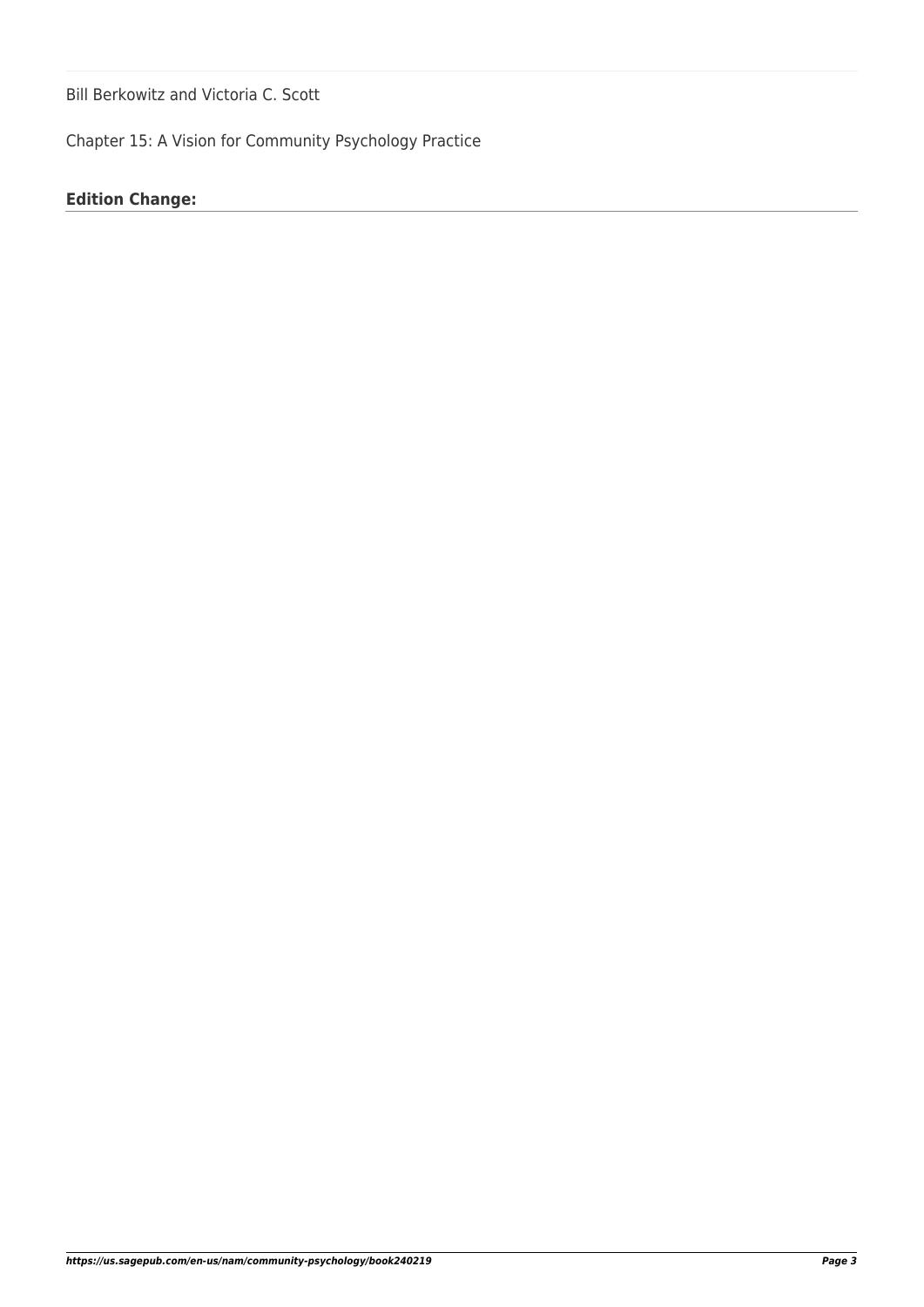Bill Berkowitz and Victoria C. Scott

Chapter 15: A Vision for Community Psychology Practice

**Edition Change:**